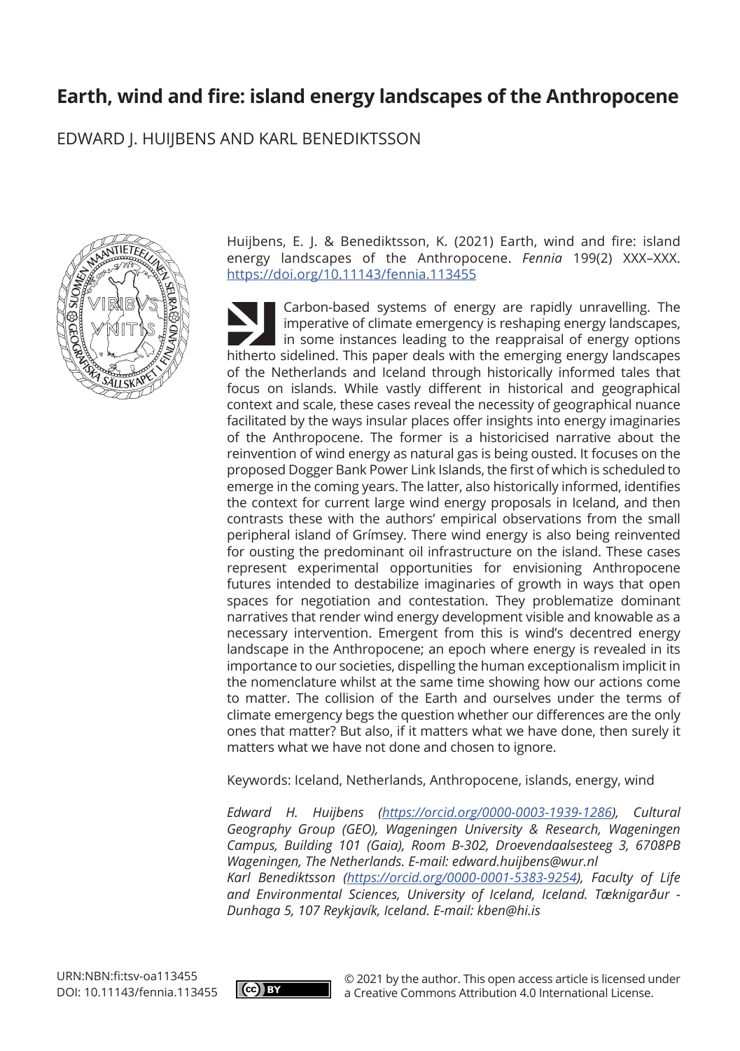# Earth, wind and fire: island energy landscapes of the Anthropocene

EDWARD J. HUIJBENS AND KARL BENEDIKTSSON

Huijbens, E. J. & Benediktsson, K. (2021) Earth, wind and fire: island energy landscapes of the Anthropocene. *Fennia* 199(2) XXX–XXX. https://doi.org/10.11143/fennia.113455

Carbon-based systems of energy are rapidly unravelling. The imperative of climate emergency is reshaping energy landscapes, in some instances leading to the reappraisal of energy options hitherto sidelined. This paper deals with the emerging energy landscapes of the Netherlands and Iceland through historically informed tales that focus on islands. While vastly different in historical and geographical context and scale, these cases reveal the necessity of geographical nuance facilitated by the ways insular places offer insights into energy imaginaries of the Anthropocene. The former is a historicised narrative about the reinvention of wind energy as natural gas is being ousted. It focuses on the proposed Dogger Bank Power Link Islands, the first of which is scheduled to emerge in the coming years. The latter, also historically informed, identifies the context for current large wind energy proposals in Iceland, and then contrasts these with the authors' empirical observations from the small peripheral island of Grímsey. There wind energy is also being reinvented for ousting the predominant oil infrastructure on the island. These cases represent experimental opportunities for envisioning Anthropocene futures intended to destabilize imaginaries of growth in ways that open spaces for negotiation and contestation. They problematize dominant narratives that render wind energy development visible and knowable as a necessary intervention. Emergent from this is wind's decentred energy landscape in the Anthropocene; an epoch where energy is revealed in its importance to our societies, dispelling the human exceptionalism implicit in the nomenclature whilst at the same time showing how our actions come to matter. The collision of the Earth and ourselves under the terms of climate emergency begs the question whether our differences are the only ones that matter? But also, if it matters what we have done, then surely it matters what we have not done and chosen to ignore.

Keywords: Iceland, Netherlands, Anthropocene, islands, energy, wind

*Edward H. Huijbens (https://orcid.org/0000-0003-1939-1286), Cultural Geography Group (GEO), Wageningen University & Research, Wageningen Campus, Building 101 (Gaia), Room B-302, Droevendaalsesteeg 3, 6708PB Wageningen, The Netherlands. E-mail: edward.huijbens@wur.nl*
*Karl Benediktsson (https://orcid.org/0000-0001-5383-9254), Faculty of Life and Environmental Sciences, University of Iceland, Iceland. Tæknigarður - Dunhaga 5, 107 Reykjavík, Iceland. E-mail: kben@hi.is*

URN:NBN:fi:tsv-oa113455
DOI: 10.11143/fennia.113455

© 2021 by the author. This open access article is licensed under a Creative Commons Attribution 4.0 International License.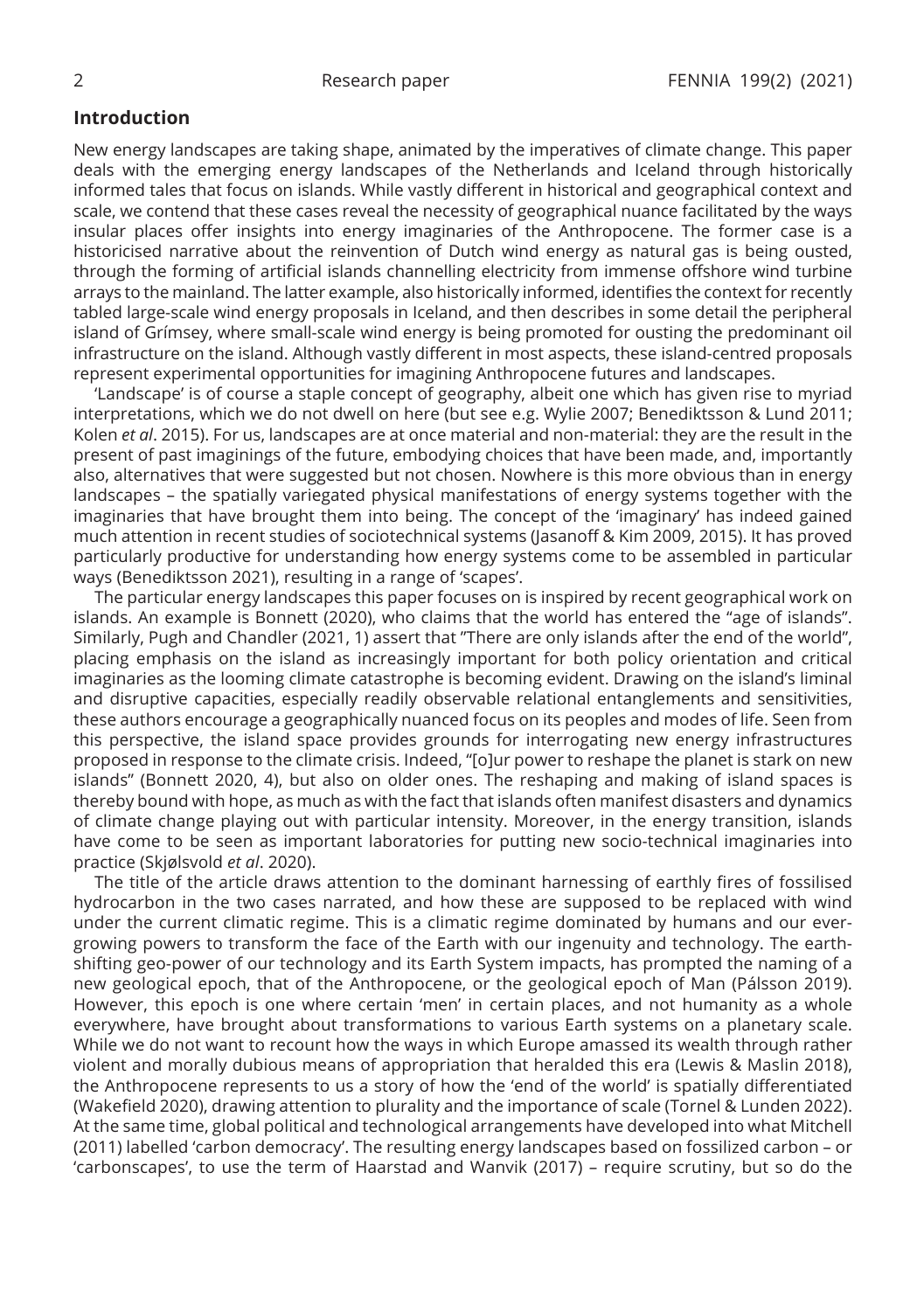## Introduction

New energy landscapes are taking shape, animated by the imperatives of climate change. This paper deals with the emerging energy landscapes of the Netherlands and Iceland through historically informed tales that focus on islands. While vastly different in historical and geographical context and scale, we contend that these cases reveal the necessity of geographical nuance facilitated by the ways insular places offer insights into energy imaginaries of the Anthropocene. The former case is a historicised narrative about the reinvention of Dutch wind energy as natural gas is being ousted, through the forming of artificial islands channelling electricity from immense offshore wind turbine arrays to the mainland. The latter example, also historically informed, identifies the context for recently tabled large-scale wind energy proposals in Iceland, and then describes in some detail the peripheral island of Grímsey, where small-scale wind energy is being promoted for ousting the predominant oil infrastructure on the island. Although vastly different in most aspects, these island-centred proposals represent experimental opportunities for imagining Anthropocene futures and landscapes.

'Landscape' is of course a staple concept of geography, albeit one which has given rise to myriad interpretations, which we do not dwell on here (but see e.g. Wylie 2007; Benediktsson & Lund 2011; Kolen *et al*. 2015). For us, landscapes are at once material and non-material: they are the result in the present of past imaginings of the future, embodying choices that have been made, and, importantly also, alternatives that were suggested but not chosen. Nowhere is this more obvious than in energy landscapes – the spatially variegated physical manifestations of energy systems together with the imaginaries that have brought them into being. The concept of the 'imaginary' has indeed gained much attention in recent studies of sociotechnical systems (Jasanoff & Kim 2009, 2015). It has proved particularly productive for understanding how energy systems come to be assembled in particular ways (Benediktsson 2021), resulting in a range of 'scapes'.

The particular energy landscapes this paper focuses on is inspired by recent geographical work on islands. An example is Bonnett (2020), who claims that the world has entered the "age of islands". Similarly, Pugh and Chandler (2021, 1) assert that "There are only islands after the end of the world", placing emphasis on the island as increasingly important for both policy orientation and critical imaginaries as the looming climate catastrophe is becoming evident. Drawing on the island's liminal and disruptive capacities, especially readily observable relational entanglements and sensitivities, these authors encourage a geographically nuanced focus on its peoples and modes of life. Seen from this perspective, the island space provides grounds for interrogating new energy infrastructures proposed in response to the climate crisis. Indeed, "[o]ur power to reshape the planet is stark on new islands" (Bonnett 2020, 4), but also on older ones. The reshaping and making of island spaces is thereby bound with hope, as much as with the fact that islands often manifest disasters and dynamics of climate change playing out with particular intensity. Moreover, in the energy transition, islands have come to be seen as important laboratories for putting new socio-technical imaginaries into practice (Skjølsvold *et al*. 2020).

The title of the article draws attention to the dominant harnessing of earthly fires of fossilised hydrocarbon in the two cases narrated, and how these are supposed to be replaced with wind under the current climatic regime. This is a climatic regime dominated by humans and our ever-growing powers to transform the face of the Earth with our ingenuity and technology. The earth-shifting geo-power of our technology and its Earth System impacts, has prompted the naming of a new geological epoch, that of the Anthropocene, or the geological epoch of Man (Pálsson 2019). However, this epoch is one where certain 'men' in certain places, and not humanity as a whole everywhere, have brought about transformations to various Earth systems on a planetary scale. While we do not want to recount how the ways in which Europe amassed its wealth through rather violent and morally dubious means of appropriation that heralded this era (Lewis & Maslin 2018), the Anthropocene represents to us a story of how the 'end of the world' is spatially differentiated (Wakefield 2020), drawing attention to plurality and the importance of scale (Tornel & Lunden 2022). At the same time, global political and technological arrangements have developed into what Mitchell (2011) labelled 'carbon democracy'. The resulting energy landscapes based on fossilized carbon – or 'carbonscapes', to use the term of Haarstad and Wanvik (2017) – require scrutiny, but so do the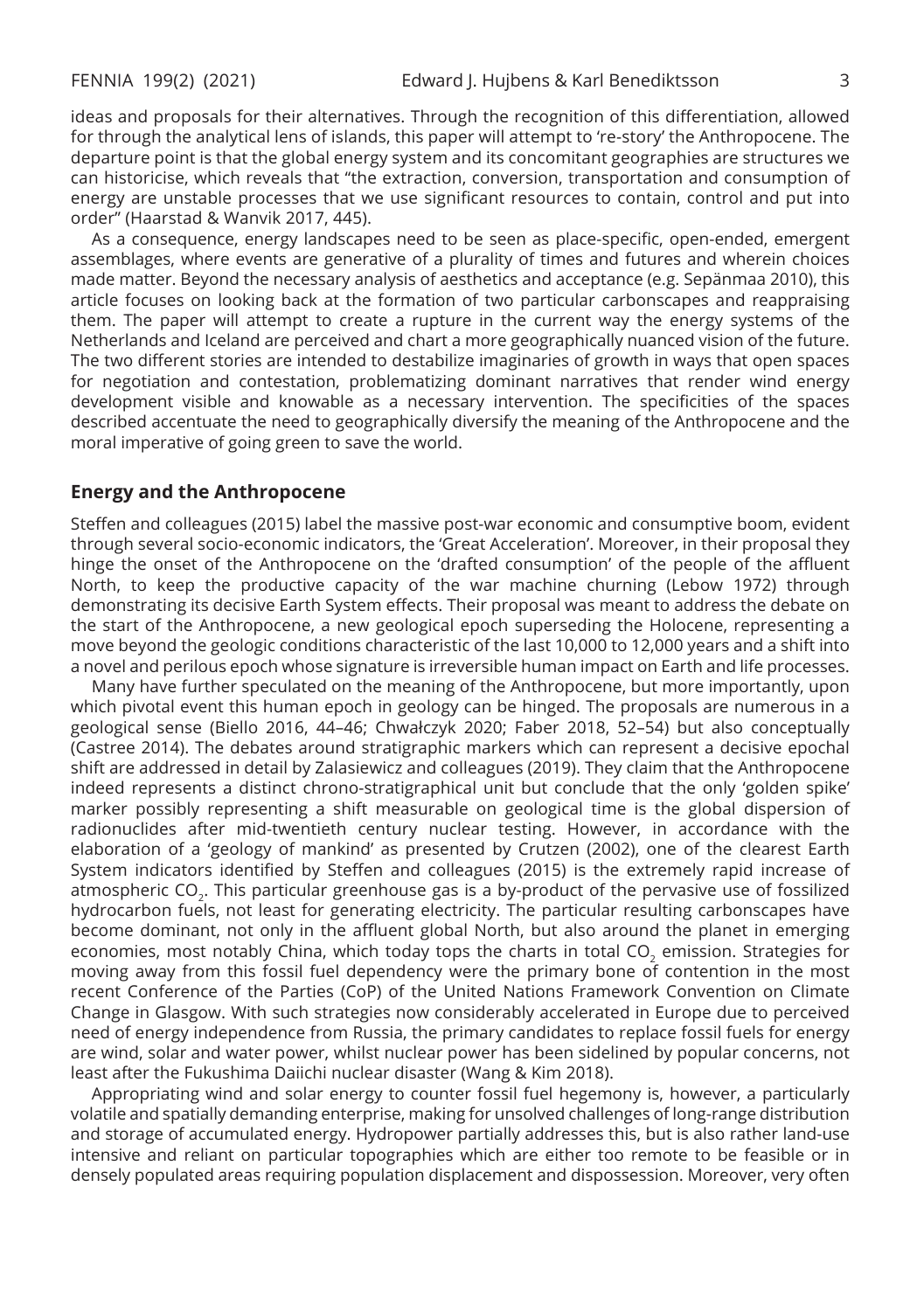ideas and proposals for their alternatives. Through the recognition of this differentiation, allowed for through the analytical lens of islands, this paper will attempt to 're-story' the Anthropocene. The departure point is that the global energy system and its concomitant geographies are structures we can historicise, which reveals that "the extraction, conversion, transportation and consumption of energy are unstable processes that we use significant resources to contain, control and put into order" (Haarstad & Wanvik 2017, 445).

As a consequence, energy landscapes need to be seen as place-specific, open-ended, emergent assemblages, where events are generative of a plurality of times and futures and wherein choices made matter. Beyond the necessary analysis of aesthetics and acceptance (e.g. Sepänmaa 2010), this article focuses on looking back at the formation of two particular carbonscapes and reappraising them. The paper will attempt to create a rupture in the current way the energy systems of the Netherlands and Iceland are perceived and chart a more geographically nuanced vision of the future. The two different stories are intended to destabilize imaginaries of growth in ways that open spaces for negotiation and contestation, problematizing dominant narratives that render wind energy development visible and knowable as a necessary intervention. The specificities of the spaces described accentuate the need to geographically diversify the meaning of the Anthropocene and the moral imperative of going green to save the world.

## Energy and the Anthropocene

Steffen and colleagues (2015) label the massive post-war economic and consumptive boom, evident through several socio-economic indicators, the 'Great Acceleration'. Moreover, in their proposal they hinge the onset of the Anthropocene on the 'drafted consumption' of the people of the affluent North, to keep the productive capacity of the war machine churning (Lebow 1972) through demonstrating its decisive Earth System effects. Their proposal was meant to address the debate on the start of the Anthropocene, a new geological epoch superseding the Holocene, representing a move beyond the geologic conditions characteristic of the last 10,000 to 12,000 years and a shift into a novel and perilous epoch whose signature is irreversible human impact on Earth and life processes.

Many have further speculated on the meaning of the Anthropocene, but more importantly, upon which pivotal event this human epoch in geology can be hinged. The proposals are numerous in a geological sense (Biello 2016, 44–46; Chwałczyk 2020; Faber 2018, 52–54) but also conceptually (Castree 2014). The debates around stratigraphic markers which can represent a decisive epochal shift are addressed in detail by Zalasiewicz and colleagues (2019). They claim that the Anthropocene indeed represents a distinct chrono-stratigraphical unit but conclude that the only 'golden spike' marker possibly representing a shift measurable on geological time is the global dispersion of radionuclides after mid-twentieth century nuclear testing. However, in accordance with the elaboration of a 'geology of mankind' as presented by Crutzen (2002), one of the clearest Earth System indicators identified by Steffen and colleagues (2015) is the extremely rapid increase of atmospheric $CO_2$. This particular greenhouse gas is a by-product of the pervasive use of fossilized hydrocarbon fuels, not least for generating electricity. The particular resulting carbonscapes have become dominant, not only in the affluent global North, but also around the planet in emerging economies, most notably China, which today tops the charts in total $CO_2$ emission. Strategies for moving away from this fossil fuel dependency were the primary bone of contention in the most recent Conference of the Parties (CoP) of the United Nations Framework Convention on Climate Change in Glasgow. With such strategies now considerably accelerated in Europe due to perceived need of energy independence from Russia, the primary candidates to replace fossil fuels for energy are wind, solar and water power, whilst nuclear power has been sidelined by popular concerns, not least after the Fukushima Daiichi nuclear disaster (Wang & Kim 2018).

Appropriating wind and solar energy to counter fossil fuel hegemony is, however, a particularly volatile and spatially demanding enterprise, making for unsolved challenges of long-range distribution and storage of accumulated energy. Hydropower partially addresses this, but is also rather land-use intensive and reliant on particular topographies which are either too remote to be feasible or in densely populated areas requiring population displacement and dispossession. Moreover, very often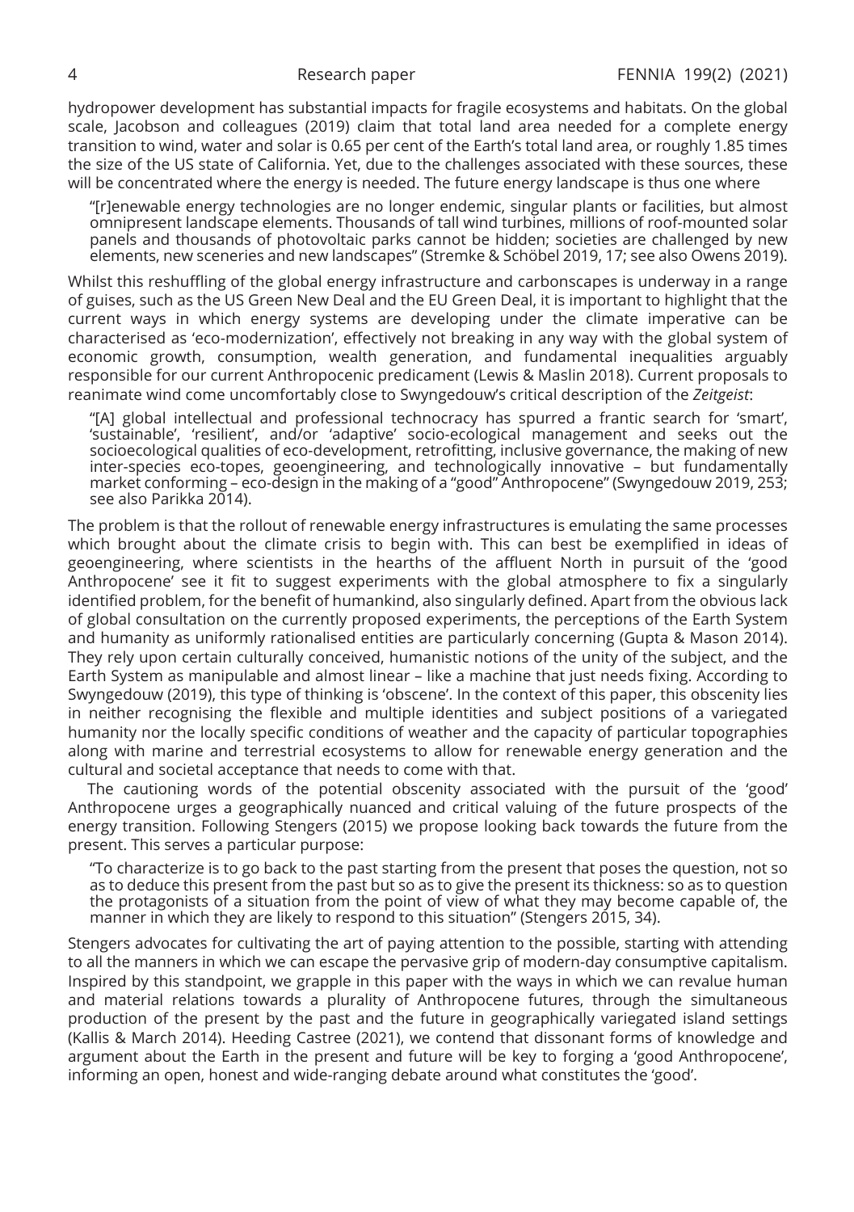hydropower development has substantial impacts for fragile ecosystems and habitats. On the global scale, Jacobson and colleagues (2019) claim that total land area needed for a complete energy transition to wind, water and solar is 0.65 per cent of the Earth's total land area, or roughly 1.85 times the size of the US state of California. Yet, due to the challenges associated with these sources, these will be concentrated where the energy is needed. The future energy landscape is thus one where

> "[r]enewable energy technologies are no longer endemic, singular plants or facilities, but almost omnipresent landscape elements. Thousands of tall wind turbines, millions of roof-mounted solar panels and thousands of photovoltaic parks cannot be hidden; societies are challenged by new elements, new sceneries and new landscapes" (Stremke & Schöbel 2019, 17; see also Owens 2019).

Whilst this reshuffling of the global energy infrastructure and carbonscapes is underway in a range of guises, such as the US Green New Deal and the EU Green Deal, it is important to highlight that the current ways in which energy systems are developing under the climate imperative can be characterised as 'eco-modernization', effectively not breaking in any way with the global system of economic growth, consumption, wealth generation, and fundamental inequalities arguably responsible for our current Anthropocenic predicament (Lewis & Maslin 2018). Current proposals to reanimate wind come uncomfortably close to Swyngedouw's critical description of the *Zeitgeist*:

> "[A] global intellectual and professional technocracy has spurred a frantic search for 'smart', 'sustainable', 'resilient', and/or 'adaptive' socio-ecological management and seeks out the socioecological qualities of eco-development, retrofitting, inclusive governance, the making of new inter-species eco-topes, geoengineering, and technologically innovative – but fundamentally market conforming – eco-design in the making of a "good" Anthropocene" (Swyngedouw 2019, 253; see also Parikka 2014).

The problem is that the rollout of renewable energy infrastructures is emulating the same processes which brought about the climate crisis to begin with. This can best be exemplified in ideas of geoengineering, where scientists in the hearths of the affluent North in pursuit of the 'good Anthropocene' see it fit to suggest experiments with the global atmosphere to fix a singularly identified problem, for the benefit of humankind, also singularly defined. Apart from the obvious lack of global consultation on the currently proposed experiments, the perceptions of the Earth System and humanity as uniformly rationalised entities are particularly concerning (Gupta & Mason 2014). They rely upon certain culturally conceived, humanistic notions of the unity of the subject, and the Earth System as manipulable and almost linear – like a machine that just needs fixing. According to Swyngedouw (2019), this type of thinking is 'obscene'. In the context of this paper, this obscenity lies in neither recognising the flexible and multiple identities and subject positions of a variegated humanity nor the locally specific conditions of weather and the capacity of particular topographies along with marine and terrestrial ecosystems to allow for renewable energy generation and the cultural and societal acceptance that needs to come with that.

The cautioning words of the potential obscenity associated with the pursuit of the 'good' Anthropocene urges a geographically nuanced and critical valuing of the future prospects of the energy transition. Following Stengers (2015) we propose looking back towards the future from the present. This serves a particular purpose:

> "To characterize is to go back to the past starting from the present that poses the question, not so as to deduce this present from the past but so as to give the present its thickness: so as to question the protagonists of a situation from the point of view of what they may become capable of, the manner in which they are likely to respond to this situation" (Stengers 2015, 34).

Stengers advocates for cultivating the art of paying attention to the possible, starting with attending to all the manners in which we can escape the pervasive grip of modern-day consumptive capitalism. Inspired by this standpoint, we grapple in this paper with the ways in which we can revalue human and material relations towards a plurality of Anthropocene futures, through the simultaneous production of the present by the past and the future in geographically variegated island settings (Kallis & March 2014). Heeding Castree (2021), we contend that dissonant forms of knowledge and argument about the Earth in the present and future will be key to forging a 'good Anthropocene', informing an open, honest and wide-ranging debate around what constitutes the 'good'.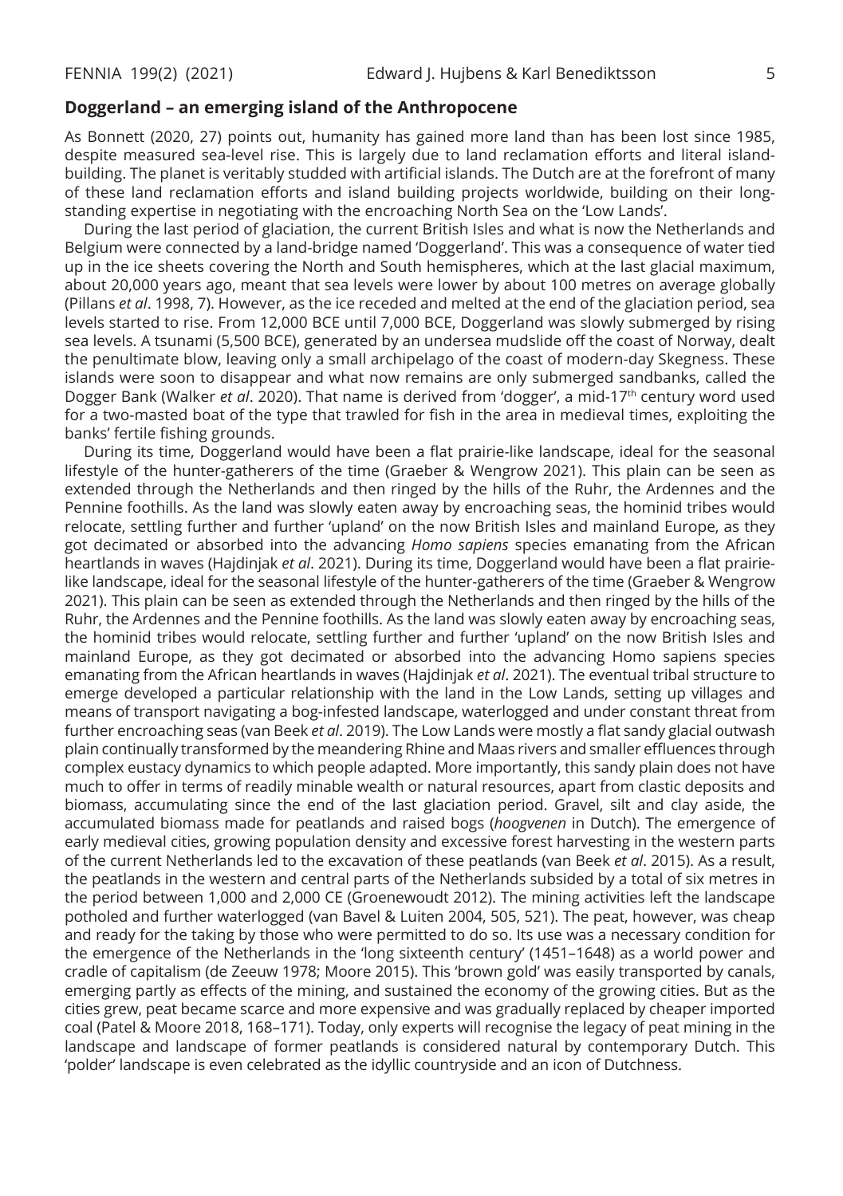## Doggerland – an emerging island of the Anthropocene

As Bonnett (2020, 27) points out, humanity has gained more land than has been lost since 1985, despite measured sea-level rise. This is largely due to land reclamation efforts and literal island-building. The planet is veritably studded with artificial islands. The Dutch are at the forefront of many of these land reclamation efforts and island building projects worldwide, building on their long-standing expertise in negotiating with the encroaching North Sea on the 'Low Lands'.

During the last period of glaciation, the current British Isles and what is now the Netherlands and Belgium were connected by a land-bridge named 'Doggerland'. This was a consequence of water tied up in the ice sheets covering the North and South hemispheres, which at the last glacial maximum, about 20,000 years ago, meant that sea levels were lower by about 100 metres on average globally (Pillans *et al*. 1998, 7). However, as the ice receded and melted at the end of the glaciation period, sea levels started to rise. From 12,000 BCE until 7,000 BCE, Doggerland was slowly submerged by rising sea levels. A tsunami (5,500 BCE), generated by an undersea mudslide off the coast of Norway, dealt the penultimate blow, leaving only a small archipelago of the coast of modern-day Skegness. These islands were soon to disappear and what now remains are only submerged sandbanks, called the Dogger Bank (Walker *et al*. 2020). That name is derived from 'dogger', a mid-17th century word used for a two-masted boat of the type that trawled for fish in the area in medieval times, exploiting the banks' fertile fishing grounds.

During its time, Doggerland would have been a flat prairie-like landscape, ideal for the seasonal lifestyle of the hunter-gatherers of the time (Graeber & Wengrow 2021). This plain can be seen as extended through the Netherlands and then ringed by the hills of the Ruhr, the Ardennes and the Pennine foothills. As the land was slowly eaten away by encroaching seas, the hominid tribes would relocate, settling further and further 'upland' on the now British Isles and mainland Europe, as they got decimated or absorbed into the advancing *Homo sapiens* species emanating from the African heartlands in waves (Hajdinjak *et al*. 2021). During its time, Doggerland would have been a flat prairie-like landscape, ideal for the seasonal lifestyle of the hunter-gatherers of the time (Graeber & Wengrow 2021). This plain can be seen as extended through the Netherlands and then ringed by the hills of the Ruhr, the Ardennes and the Pennine foothills. As the land was slowly eaten away by encroaching seas, the hominid tribes would relocate, settling further and further 'upland' on the now British Isles and mainland Europe, as they got decimated or absorbed into the advancing Homo sapiens species emanating from the African heartlands in waves (Hajdinjak *et al*. 2021). The eventual tribal structure to emerge developed a particular relationship with the land in the Low Lands, setting up villages and means of transport navigating a bog-infested landscape, waterlogged and under constant threat from further encroaching seas (van Beek *et al*. 2019). The Low Lands were mostly a flat sandy glacial outwash plain continually transformed by the meandering Rhine and Maas rivers and smaller effluences through complex eustacy dynamics to which people adapted. More importantly, this sandy plain does not have much to offer in terms of readily minable wealth or natural resources, apart from clastic deposits and biomass, accumulating since the end of the last glaciation period. Gravel, silt and clay aside, the accumulated biomass made for peatlands and raised bogs (*hoogvenen* in Dutch). The emergence of early medieval cities, growing population density and excessive forest harvesting in the western parts of the current Netherlands led to the excavation of these peatlands (van Beek *et al*. 2015). As a result, the peatlands in the western and central parts of the Netherlands subsided by a total of six metres in the period between 1,000 and 2,000 CE (Groenewoudt 2012). The mining activities left the landscape potholed and further waterlogged (van Bavel & Luiten 2004, 505, 521). The peat, however, was cheap and ready for the taking by those who were permitted to do so. Its use was a necessary condition for the emergence of the Netherlands in the 'long sixteenth century' (1451–1648) as a world power and cradle of capitalism (de Zeeuw 1978; Moore 2015). This 'brown gold' was easily transported by canals, emerging partly as effects of the mining, and sustained the economy of the growing cities. But as the cities grew, peat became scarce and more expensive and was gradually replaced by cheaper imported coal (Patel & Moore 2018, 168–171). Today, only experts will recognise the legacy of peat mining in the landscape and landscape of former peatlands is considered natural by contemporary Dutch. This 'polder' landscape is even celebrated as the idyllic countryside and an icon of Dutchness.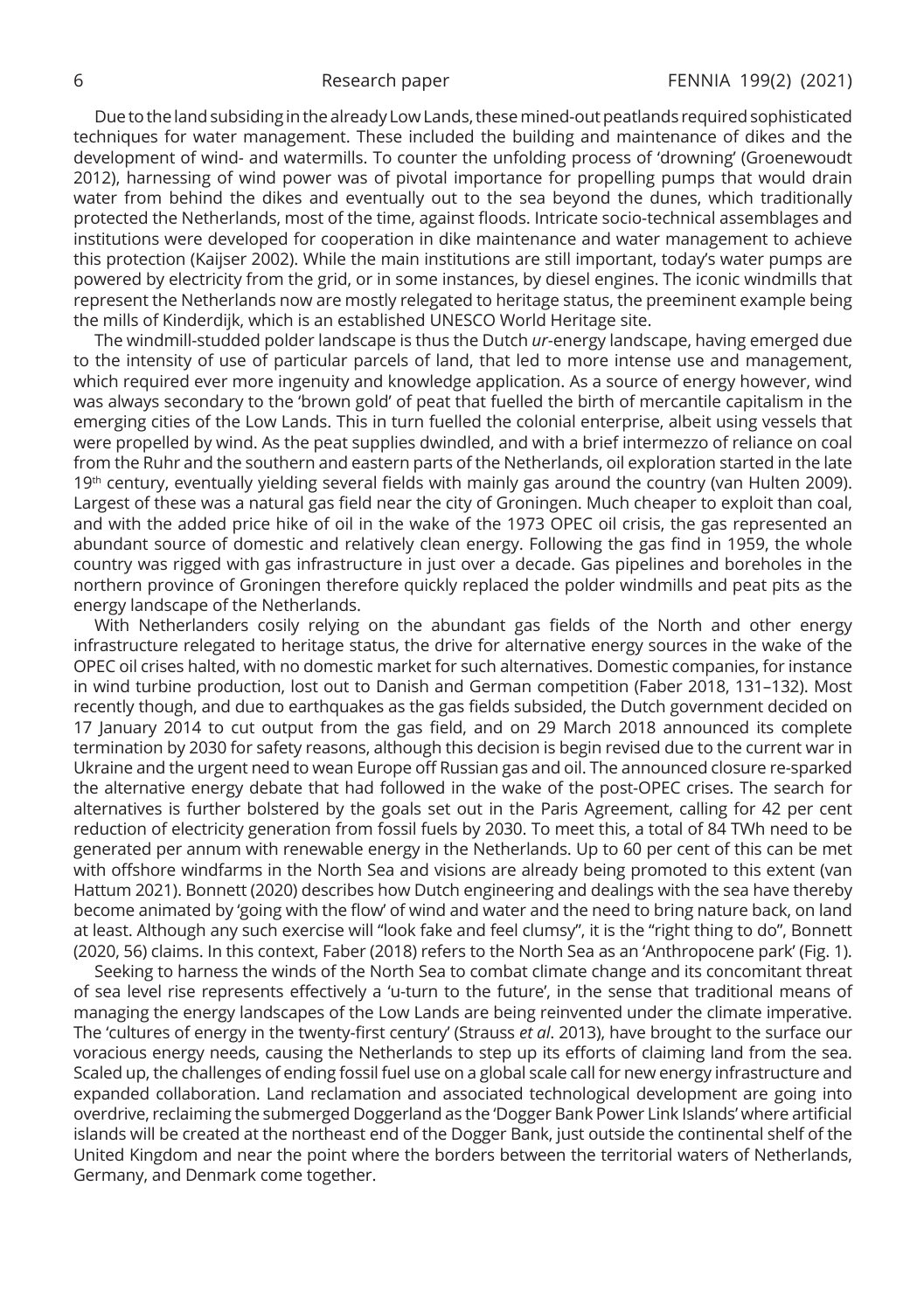Due to the land subsiding in the already Low Lands, these mined-out peatlands required sophisticated techniques for water management. These included the building and maintenance of dikes and the development of wind- and watermills. To counter the unfolding process of 'drowning' (Groenewoudt 2012), harnessing of wind power was of pivotal importance for propelling pumps that would drain water from behind the dikes and eventually out to the sea beyond the dunes, which traditionally protected the Netherlands, most of the time, against floods. Intricate socio-technical assemblages and institutions were developed for cooperation in dike maintenance and water management to achieve this protection (Kaijser 2002). While the main institutions are still important, today's water pumps are powered by electricity from the grid, or in some instances, by diesel engines. The iconic windmills that represent the Netherlands now are mostly relegated to heritage status, the preeminent example being the mills of Kinderdijk, which is an established UNESCO World Heritage site.

The windmill-studded polder landscape is thus the Dutch *ur*-energy landscape, having emerged due to the intensity of use of particular parcels of land, that led to more intense use and management, which required ever more ingenuity and knowledge application. As a source of energy however, wind was always secondary to the 'brown gold' of peat that fuelled the birth of mercantile capitalism in the emerging cities of the Low Lands. This in turn fuelled the colonial enterprise, albeit using vessels that were propelled by wind. As the peat supplies dwindled, and with a brief intermezzo of reliance on coal from the Ruhr and the southern and eastern parts of the Netherlands, oil exploration started in the late 19th century, eventually yielding several fields with mainly gas around the country (van Hulten 2009). Largest of these was a natural gas field near the city of Groningen. Much cheaper to exploit than coal, and with the added price hike of oil in the wake of the 1973 OPEC oil crisis, the gas represented an abundant source of domestic and relatively clean energy. Following the gas find in 1959, the whole country was rigged with gas infrastructure in just over a decade. Gas pipelines and boreholes in the northern province of Groningen therefore quickly replaced the polder windmills and peat pits as the energy landscape of the Netherlands.

With Netherlanders cosily relying on the abundant gas fields of the North and other energy infrastructure relegated to heritage status, the drive for alternative energy sources in the wake of the OPEC oil crises halted, with no domestic market for such alternatives. Domestic companies, for instance in wind turbine production, lost out to Danish and German competition (Faber 2018, 131–132). Most recently though, and due to earthquakes as the gas fields subsided, the Dutch government decided on 17 January 2014 to cut output from the gas field, and on 29 March 2018 announced its complete termination by 2030 for safety reasons, although this decision is begin revised due to the current war in Ukraine and the urgent need to wean Europe off Russian gas and oil. The announced closure re-sparked the alternative energy debate that had followed in the wake of the post-OPEC crises. The search for alternatives is further bolstered by the goals set out in the Paris Agreement, calling for 42 per cent reduction of electricity generation from fossil fuels by 2030. To meet this, a total of 84 TWh need to be generated per annum with renewable energy in the Netherlands. Up to 60 per cent of this can be met with offshore windfarms in the North Sea and visions are already being promoted to this extent (van Hattum 2021). Bonnett (2020) describes how Dutch engineering and dealings with the sea have thereby become animated by 'going with the flow' of wind and water and the need to bring nature back, on land at least. Although any such exercise will "look fake and feel clumsy", it is the "right thing to do", Bonnett (2020, 56) claims. In this context, Faber (2018) refers to the North Sea as an 'Anthropocene park' (Fig. 1).

Seeking to harness the winds of the North Sea to combat climate change and its concomitant threat of sea level rise represents effectively a 'u-turn to the future', in the sense that traditional means of managing the energy landscapes of the Low Lands are being reinvented under the climate imperative. The 'cultures of energy in the twenty-first century' (Strauss *et al*. 2013), have brought to the surface our voracious energy needs, causing the Netherlands to step up its efforts of claiming land from the sea. Scaled up, the challenges of ending fossil fuel use on a global scale call for new energy infrastructure and expanded collaboration. Land reclamation and associated technological development are going into overdrive, reclaiming the submerged Doggerland as the 'Dogger Bank Power Link Islands' where artificial islands will be created at the northeast end of the Dogger Bank, just outside the continental shelf of the United Kingdom and near the point where the borders between the territorial waters of Netherlands, Germany, and Denmark come together.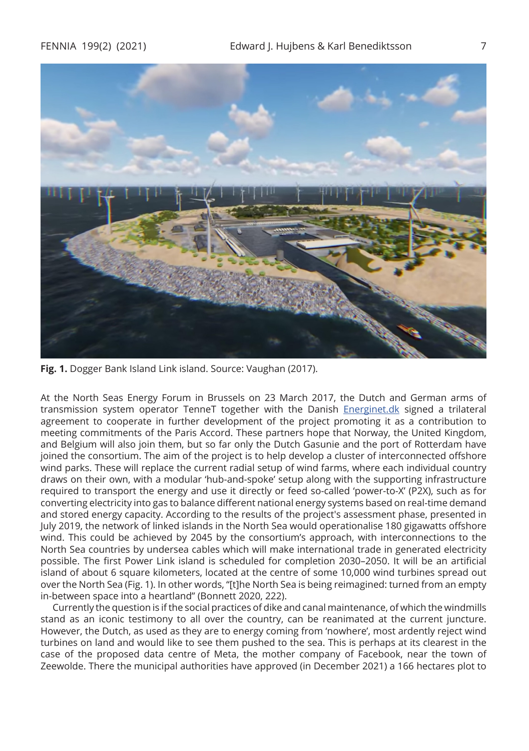**Fig. 1.** Dogger Bank Island Link island. Source: Vaughan (2017).

At the North Seas Energy Forum in Brussels on 23 March 2017, the Dutch and German arms of transmission system operator TenneT together with the Danish Energinet.dk signed a trilateral agreement to cooperate in further development of the project promoting it as a contribution to meeting commitments of the Paris Accord. These partners hope that Norway, the United Kingdom, and Belgium will also join them, but so far only the Dutch Gasunie and the port of Rotterdam have joined the consortium. The aim of the project is to help develop a cluster of interconnected offshore wind parks. These will replace the current radial setup of wind farms, where each individual country draws on their own, with a modular 'hub-and-spoke' setup along with the supporting infrastructure required to transport the energy and use it directly or feed so-called 'power-to-X' (P2X), such as for converting electricity into gas to balance different national energy systems based on real-time demand and stored energy capacity. According to the results of the project's assessment phase, presented in July 2019, the network of linked islands in the North Sea would operationalise 180 gigawatts offshore wind. This could be achieved by 2045 by the consortium's approach, with interconnections to the North Sea countries by undersea cables which will make international trade in generated electricity possible. The first Power Link island is scheduled for completion 2030–2050. It will be an artificial island of about 6 square kilometers, located at the centre of some 10,000 wind turbines spread out over the North Sea (Fig. 1). In other words, "[t]he North Sea is being reimagined: turned from an empty in-between space into a heartland" (Bonnett 2020, 222).

Currently the question is if the social practices of dike and canal maintenance, of which the windmills stand as an iconic testimony to all over the country, can be reanimated at the current juncture. However, the Dutch, as used as they are to energy coming from 'nowhere', most ardently reject wind turbines on land and would like to see them pushed to the sea. This is perhaps at its clearest in the case of the proposed data centre of Meta, the mother company of Facebook, near the town of Zeewolde. There the municipal authorities have approved (in December 2021) a 166 hectares plot to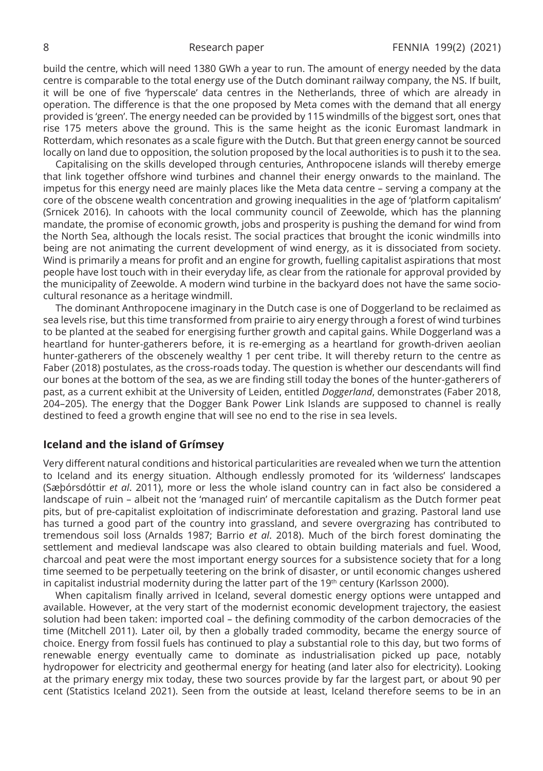build the centre, which will need 1380 GWh a year to run. The amount of energy needed by the data centre is comparable to the total energy use of the Dutch dominant railway company, the NS. If built, it will be one of five 'hyperscale' data centres in the Netherlands, three of which are already in operation. The difference is that the one proposed by Meta comes with the demand that all energy provided is 'green'. The energy needed can be provided by 115 windmills of the biggest sort, ones that rise 175 meters above the ground. This is the same height as the iconic Euromast landmark in Rotterdam, which resonates as a scale figure with the Dutch. But that green energy cannot be sourced locally on land due to opposition, the solution proposed by the local authorities is to push it to the sea.

Capitalising on the skills developed through centuries, Anthropocene islands will thereby emerge that link together offshore wind turbines and channel their energy onwards to the mainland. The impetus for this energy need are mainly places like the Meta data centre – serving a company at the core of the obscene wealth concentration and growing inequalities in the age of 'platform capitalism' (Srnicek 2016). In cahoots with the local community council of Zeewolde, which has the planning mandate, the promise of economic growth, jobs and prosperity is pushing the demand for wind from the North Sea, although the locals resist. The social practices that brought the iconic windmills into being are not animating the current development of wind energy, as it is dissociated from society. Wind is primarily a means for profit and an engine for growth, fuelling capitalist aspirations that most people have lost touch with in their everyday life, as clear from the rationale for approval provided by the municipality of Zeewolde. A modern wind turbine in the backyard does not have the same socio-cultural resonance as a heritage windmill.

The dominant Anthropocene imaginary in the Dutch case is one of Doggerland to be reclaimed as sea levels rise, but this time transformed from prairie to airy energy through a forest of wind turbines to be planted at the seabed for energising further growth and capital gains. While Doggerland was a heartland for hunter-gatherers before, it is re-emerging as a heartland for growth-driven aeolian hunter-gatherers of the obscenely wealthy 1 per cent tribe. It will thereby return to the centre as Faber (2018) postulates, as the cross-roads today. The question is whether our descendants will find our bones at the bottom of the sea, as we are finding still today the bones of the hunter-gatherers of past, as a current exhibit at the University of Leiden, entitled *Doggerland*, demonstrates (Faber 2018, 204–205). The energy that the Dogger Bank Power Link Islands are supposed to channel is really destined to feed a growth engine that will see no end to the rise in sea levels.

## Iceland and the island of Grímsey

Very different natural conditions and historical particularities are revealed when we turn the attention to Iceland and its energy situation. Although endlessly promoted for its 'wilderness' landscapes (Sæþórsdóttir *et al*. 2011), more or less the whole island country can in fact also be considered a landscape of ruin – albeit not the 'managed ruin' of mercantile capitalism as the Dutch former peat pits, but of pre-capitalist exploitation of indiscriminate deforestation and grazing. Pastoral land use has turned a good part of the country into grassland, and severe overgrazing has contributed to tremendous soil loss (Arnalds 1987; Barrio *et al*. 2018). Much of the birch forest dominating the settlement and medieval landscape was also cleared to obtain building materials and fuel. Wood, charcoal and peat were the most important energy sources for a subsistence society that for a long time seemed to be perpetually teetering on the brink of disaster, or until economic changes ushered in capitalist industrial modernity during the latter part of the 19th century (Karlsson 2000).

When capitalism finally arrived in Iceland, several domestic energy options were untapped and available. However, at the very start of the modernist economic development trajectory, the easiest solution had been taken: imported coal – the defining commodity of the carbon democracies of the time (Mitchell 2011). Later oil, by then a globally traded commodity, became the energy source of choice. Energy from fossil fuels has continued to play a substantial role to this day, but two forms of renewable energy eventually came to dominate as industrialisation picked up pace, notably hydropower for electricity and geothermal energy for heating (and later also for electricity). Looking at the primary energy mix today, these two sources provide by far the largest part, or about 90 per cent (Statistics Iceland 2021). Seen from the outside at least, Iceland therefore seems to be in an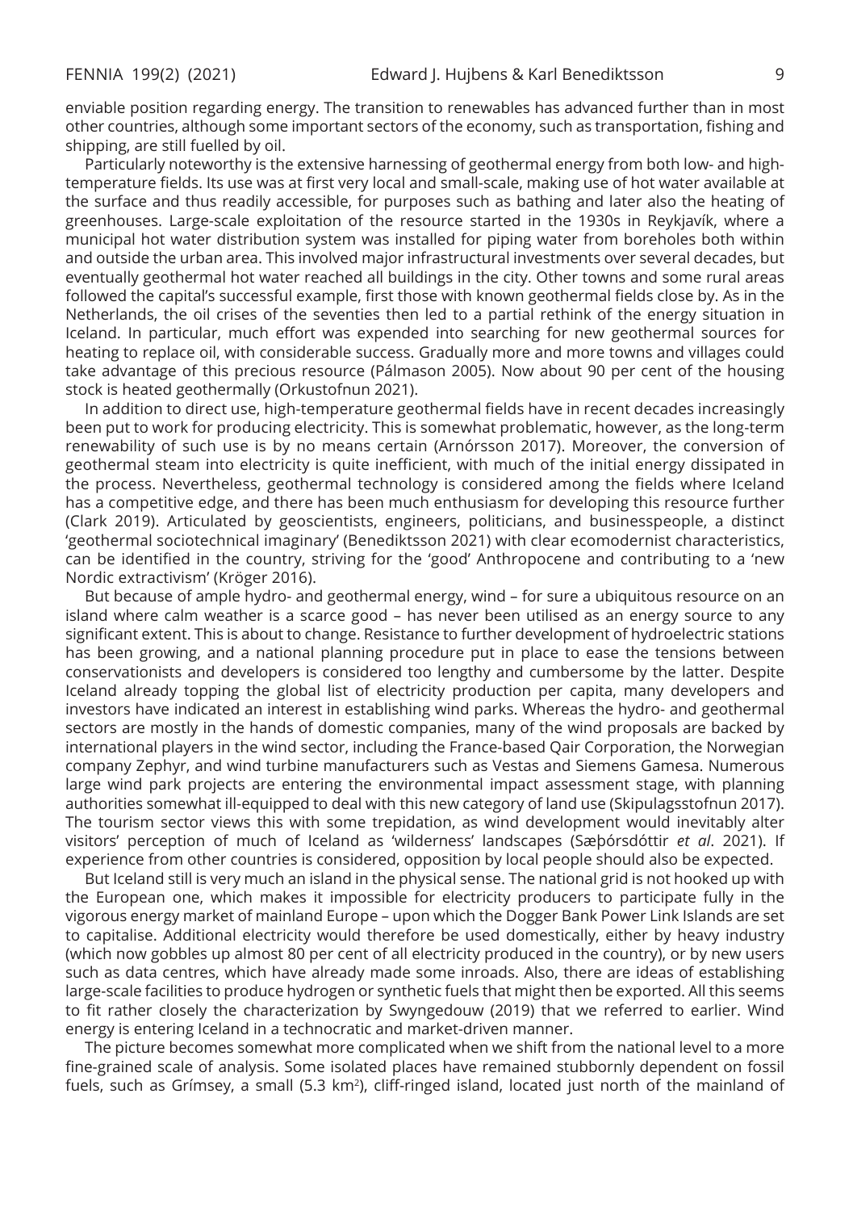enviable position regarding energy. The transition to renewables has advanced further than in most other countries, although some important sectors of the economy, such as transportation, fishing and shipping, are still fuelled by oil.

Particularly noteworthy is the extensive harnessing of geothermal energy from both low- and high-temperature fields. Its use was at first very local and small-scale, making use of hot water available at the surface and thus readily accessible, for purposes such as bathing and later also the heating of greenhouses. Large-scale exploitation of the resource started in the 1930s in Reykjavík, where a municipal hot water distribution system was installed for piping water from boreholes both within and outside the urban area. This involved major infrastructural investments over several decades, but eventually geothermal hot water reached all buildings in the city. Other towns and some rural areas followed the capital's successful example, first those with known geothermal fields close by. As in the Netherlands, the oil crises of the seventies then led to a partial rethink of the energy situation in Iceland. In particular, much effort was expended into searching for new geothermal sources for heating to replace oil, with considerable success. Gradually more and more towns and villages could take advantage of this precious resource (Pálmason 2005). Now about 90 per cent of the housing stock is heated geothermally (Orkustofnun 2021).

In addition to direct use, high-temperature geothermal fields have in recent decades increasingly been put to work for producing electricity. This is somewhat problematic, however, as the long-term renewability of such use is by no means certain (Arnórsson 2017). Moreover, the conversion of geothermal steam into electricity is quite inefficient, with much of the initial energy dissipated in the process. Nevertheless, geothermal technology is considered among the fields where Iceland has a competitive edge, and there has been much enthusiasm for developing this resource further (Clark 2019). Articulated by geoscientists, engineers, politicians, and businesspeople, a distinct 'geothermal sociotechnical imaginary' (Benediktsson 2021) with clear ecomodernist characteristics, can be identified in the country, striving for the 'good' Anthropocene and contributing to a 'new Nordic extractivism' (Kröger 2016).

But because of ample hydro- and geothermal energy, wind – for sure a ubiquitous resource on an island where calm weather is a scarce good – has never been utilised as an energy source to any significant extent. This is about to change. Resistance to further development of hydroelectric stations has been growing, and a national planning procedure put in place to ease the tensions between conservationists and developers is considered too lengthy and cumbersome by the latter. Despite Iceland already topping the global list of electricity production per capita, many developers and investors have indicated an interest in establishing wind parks. Whereas the hydro- and geothermal sectors are mostly in the hands of domestic companies, many of the wind proposals are backed by international players in the wind sector, including the France-based Qair Corporation, the Norwegian company Zephyr, and wind turbine manufacturers such as Vestas and Siemens Gamesa. Numerous large wind park projects are entering the environmental impact assessment stage, with planning authorities somewhat ill-equipped to deal with this new category of land use (Skipulagsstofnun 2017). The tourism sector views this with some trepidation, as wind development would inevitably alter visitors' perception of much of Iceland as 'wilderness' landscapes (Sæþórsdóttir *et al*. 2021). If experience from other countries is considered, opposition by local people should also be expected.

But Iceland still is very much an island in the physical sense. The national grid is not hooked up with the European one, which makes it impossible for electricity producers to participate fully in the vigorous energy market of mainland Europe – upon which the Dogger Bank Power Link Islands are set to capitalise. Additional electricity would therefore be used domestically, either by heavy industry (which now gobbles up almost 80 per cent of all electricity produced in the country), or by new users such as data centres, which have already made some inroads. Also, there are ideas of establishing large-scale facilities to produce hydrogen or synthetic fuels that might then be exported. All this seems to fit rather closely the characterization by Swyngedouw (2019) that we referred to earlier. Wind energy is entering Iceland in a technocratic and market-driven manner.

The picture becomes somewhat more complicated when we shift from the national level to a more fine-grained scale of analysis. Some isolated places have remained stubbornly dependent on fossil fuels, such as Grímsey, a small (5.3 km$^2$), cliff-ringed island, located just north of the mainland of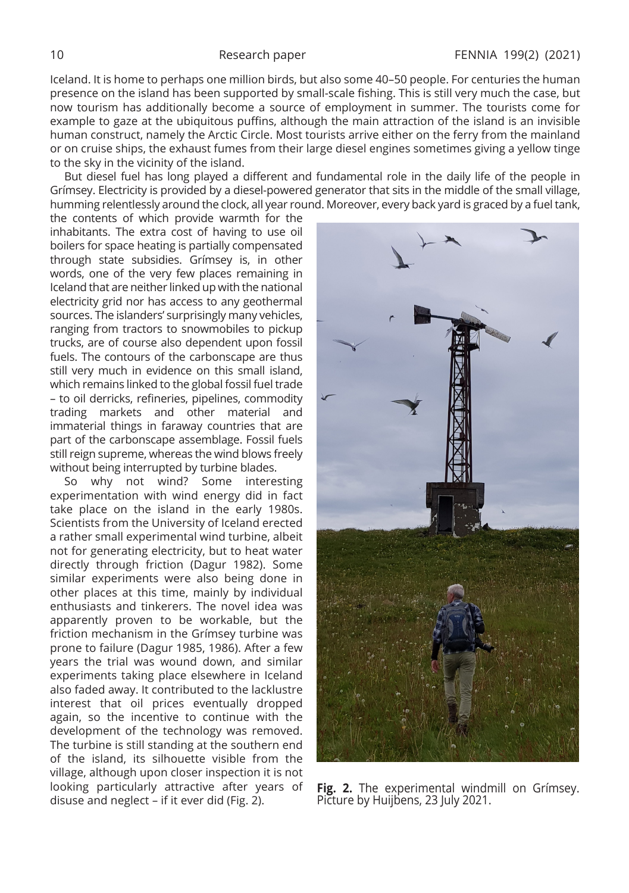Iceland. It is home to perhaps one million birds, but also some 40–50 people. For centuries the human presence on the island has been supported by small-scale fishing. This is still very much the case, but now tourism has additionally become a source of employment in summer. The tourists come for example to gaze at the ubiquitous puffins, although the main attraction of the island is an invisible human construct, namely the Arctic Circle. Most tourists arrive either on the ferry from the mainland or on cruise ships, the exhaust fumes from their large diesel engines sometimes giving a yellow tinge to the sky in the vicinity of the island.

But diesel fuel has long played a different and fundamental role in the daily life of the people in Grímsey. Electricity is provided by a diesel-powered generator that sits in the middle of the small village, humming relentlessly around the clock, all year round. Moreover, every back yard is graced by a fuel tank, the contents of which provide warmth for the inhabitants. The extra cost of having to use oil boilers for space heating is partially compensated through state subsidies. Grímsey is, in other words, one of the very few places remaining in Iceland that are neither linked up with the national electricity grid nor has access to any geothermal sources. The islanders' surprisingly many vehicles, ranging from tractors to snowmobiles to pickup trucks, are of course also dependent upon fossil fuels. The contours of the carbonscape are thus still very much in evidence on this small island, which remains linked to the global fossil fuel trade – to oil derricks, refineries, pipelines, commodity trading markets and other material and immaterial things in faraway countries that are part of the carbonscape assemblage. Fossil fuels still reign supreme, whereas the wind blows freely without being interrupted by turbine blades.

So why not wind? Some interesting experimentation with wind energy did in fact take place on the island in the early 1980s. Scientists from the University of Iceland erected a rather small experimental wind turbine, albeit not for generating electricity, but to heat water directly through friction (Dagur 1982). Some similar experiments were also being done in other places at this time, mainly by individual enthusiasts and tinkerers. The novel idea was apparently proven to be workable, but the friction mechanism in the Grímsey turbine was prone to failure (Dagur 1985, 1986). After a few years the trial was wound down, and similar experiments taking place elsewhere in Iceland also faded away. It contributed to the lacklustre interest that oil prices eventually dropped again, so the incentive to continue with the development of the technology was removed. The turbine is still standing at the southern end of the island, its silhouette visible from the village, although upon closer inspection it is not looking particularly attractive after years of disuse and neglect – if it ever did (Fig. 2).

**Fig. 2.** The experimental windmill on Grímsey. Picture by Huijbens, 23 July 2021.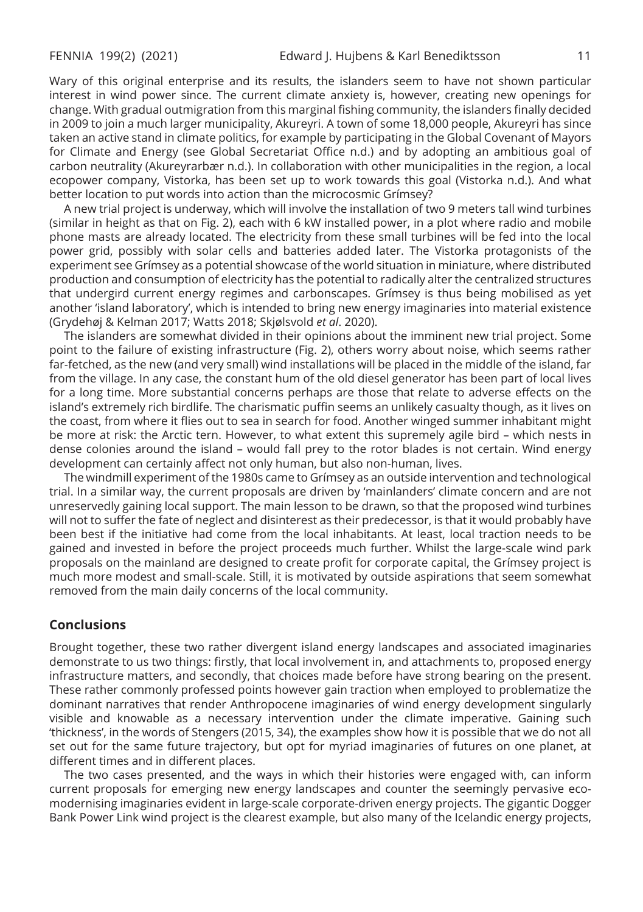Wary of this original enterprise and its results, the islanders seem to have not shown particular interest in wind power since. The current climate anxiety is, however, creating new openings for change. With gradual outmigration from this marginal fishing community, the islanders finally decided in 2009 to join a much larger municipality, Akureyri. A town of some 18,000 people, Akureyri has since taken an active stand in climate politics, for example by participating in the Global Covenant of Mayors for Climate and Energy (see Global Secretariat Office n.d.) and by adopting an ambitious goal of carbon neutrality (Akureyrarbær n.d.). In collaboration with other municipalities in the region, a local ecopower company, Vistorka, has been set up to work towards this goal (Vistorka n.d.). And what better location to put words into action than the microcosmic Grímsey?

A new trial project is underway, which will involve the installation of two 9 meters tall wind turbines (similar in height as that on Fig. 2), each with 6 kW installed power, in a plot where radio and mobile phone masts are already located. The electricity from these small turbines will be fed into the local power grid, possibly with solar cells and batteries added later. The Vistorka protagonists of the experiment see Grímsey as a potential showcase of the world situation in miniature, where distributed production and consumption of electricity has the potential to radically alter the centralized structures that undergird current energy regimes and carbonscapes. Grímsey is thus being mobilised as yet another 'island laboratory', which is intended to bring new energy imaginaries into material existence (Grydehøj & Kelman 2017; Watts 2018; Skjølsvold *et al*. 2020).

The islanders are somewhat divided in their opinions about the imminent new trial project. Some point to the failure of existing infrastructure (Fig. 2), others worry about noise, which seems rather far-fetched, as the new (and very small) wind installations will be placed in the middle of the island, far from the village. In any case, the constant hum of the old diesel generator has been part of local lives for a long time. More substantial concerns perhaps are those that relate to adverse effects on the island's extremely rich birdlife. The charismatic puffin seems an unlikely casualty though, as it lives on the coast, from where it flies out to sea in search for food. Another winged summer inhabitant might be more at risk: the Arctic tern. However, to what extent this supremely agile bird – which nests in dense colonies around the island – would fall prey to the rotor blades is not certain. Wind energy development can certainly affect not only human, but also non-human, lives.

The windmill experiment of the 1980s came to Grímsey as an outside intervention and technological trial. In a similar way, the current proposals are driven by 'mainlanders' climate concern and are not unreservedly gaining local support. The main lesson to be drawn, so that the proposed wind turbines will not to suffer the fate of neglect and disinterest as their predecessor, is that it would probably have been best if the initiative had come from the local inhabitants. At least, local traction needs to be gained and invested in before the project proceeds much further. Whilst the large-scale wind park proposals on the mainland are designed to create profit for corporate capital, the Grímsey project is much more modest and small-scale. Still, it is motivated by outside aspirations that seem somewhat removed from the main daily concerns of the local community.

## Conclusions

Brought together, these two rather divergent island energy landscapes and associated imaginaries demonstrate to us two things: firstly, that local involvement in, and attachments to, proposed energy infrastructure matters, and secondly, that choices made before have strong bearing on the present. These rather commonly professed points however gain traction when employed to problematize the dominant narratives that render Anthropocene imaginaries of wind energy development singularly visible and knowable as a necessary intervention under the climate imperative. Gaining such 'thickness', in the words of Stengers (2015, 34), the examples show how it is possible that we do not all set out for the same future trajectory, but opt for myriad imaginaries of futures on one planet, at different times and in different places.

The two cases presented, and the ways in which their histories were engaged with, can inform current proposals for emerging new energy landscapes and counter the seemingly pervasive eco-modernising imaginaries evident in large-scale corporate-driven energy projects. The gigantic Dogger Bank Power Link wind project is the clearest example, but also many of the Icelandic energy projects,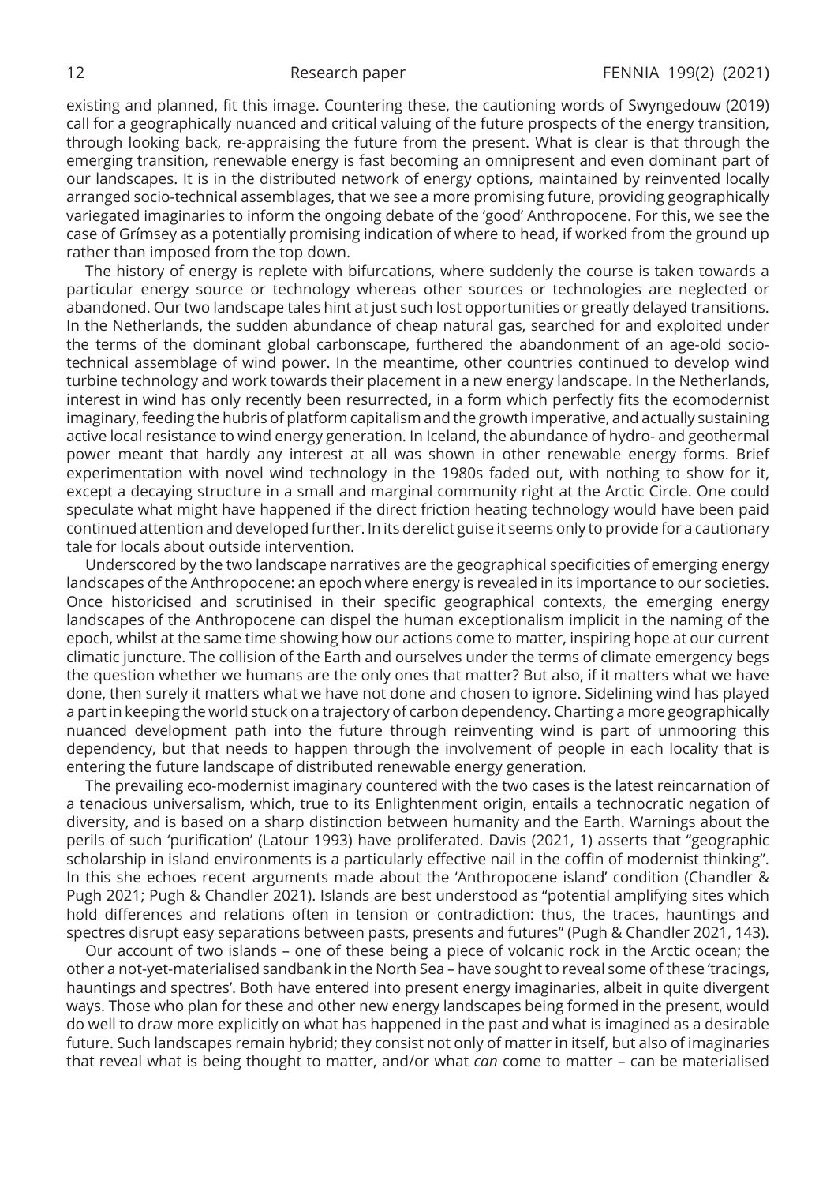existing and planned, fit this image. Countering these, the cautioning words of Swyngedouw (2019) call for a geographically nuanced and critical valuing of the future prospects of the energy transition, through looking back, re-appraising the future from the present. What is clear is that through the emerging transition, renewable energy is fast becoming an omnipresent and even dominant part of our landscapes. It is in the distributed network of energy options, maintained by reinvented locally arranged socio-technical assemblages, that we see a more promising future, providing geographically variegated imaginaries to inform the ongoing debate of the 'good' Anthropocene. For this, we see the case of Grímsey as a potentially promising indication of where to head, if worked from the ground up rather than imposed from the top down.

The history of energy is replete with bifurcations, where suddenly the course is taken towards a particular energy source or technology whereas other sources or technologies are neglected or abandoned. Our two landscape tales hint at just such lost opportunities or greatly delayed transitions. In the Netherlands, the sudden abundance of cheap natural gas, searched for and exploited under the terms of the dominant global carbonscape, furthered the abandonment of an age-old socio-technical assemblage of wind power. In the meantime, other countries continued to develop wind turbine technology and work towards their placement in a new energy landscape. In the Netherlands, interest in wind has only recently been resurrected, in a form which perfectly fits the ecomodernist imaginary, feeding the hubris of platform capitalism and the growth imperative, and actually sustaining active local resistance to wind energy generation. In Iceland, the abundance of hydro- and geothermal power meant that hardly any interest at all was shown in other renewable energy forms. Brief experimentation with novel wind technology in the 1980s faded out, with nothing to show for it, except a decaying structure in a small and marginal community right at the Arctic Circle. One could speculate what might have happened if the direct friction heating technology would have been paid continued attention and developed further. In its derelict guise it seems only to provide for a cautionary tale for locals about outside intervention.

Underscored by the two landscape narratives are the geographical specificities of emerging energy landscapes of the Anthropocene: an epoch where energy is revealed in its importance to our societies. Once historicised and scrutinised in their specific geographical contexts, the emerging energy landscapes of the Anthropocene can dispel the human exceptionalism implicit in the naming of the epoch, whilst at the same time showing how our actions come to matter, inspiring hope at our current climatic juncture. The collision of the Earth and ourselves under the terms of climate emergency begs the question whether we humans are the only ones that matter? But also, if it matters what we have done, then surely it matters what we have not done and chosen to ignore. Sidelining wind has played a part in keeping the world stuck on a trajectory of carbon dependency. Charting a more geographically nuanced development path into the future through reinventing wind is part of unmooring this dependency, but that needs to happen through the involvement of people in each locality that is entering the future landscape of distributed renewable energy generation.

The prevailing eco-modernist imaginary countered with the two cases is the latest reincarnation of a tenacious universalism, which, true to its Enlightenment origin, entails a technocratic negation of diversity, and is based on a sharp distinction between humanity and the Earth. Warnings about the perils of such 'purification' (Latour 1993) have proliferated. Davis (2021, 1) asserts that "geographic scholarship in island environments is a particularly effective nail in the coffin of modernist thinking". In this she echoes recent arguments made about the 'Anthropocene island' condition (Chandler & Pugh 2021; Pugh & Chandler 2021). Islands are best understood as "potential amplifying sites which hold differences and relations often in tension or contradiction: thus, the traces, hauntings and spectres disrupt easy separations between pasts, presents and futures" (Pugh & Chandler 2021, 143).

Our account of two islands – one of these being a piece of volcanic rock in the Arctic ocean; the other a not-yet-materialised sandbank in the North Sea – have sought to reveal some of these 'tracings, hauntings and spectres'. Both have entered into present energy imaginaries, albeit in quite divergent ways. Those who plan for these and other new energy landscapes being formed in the present, would do well to draw more explicitly on what has happened in the past and what is imagined as a desirable future. Such landscapes remain hybrid; they consist not only of matter in itself, but also of imaginaries that reveal what is being thought to matter, and/or what *can* come to matter – can be materialised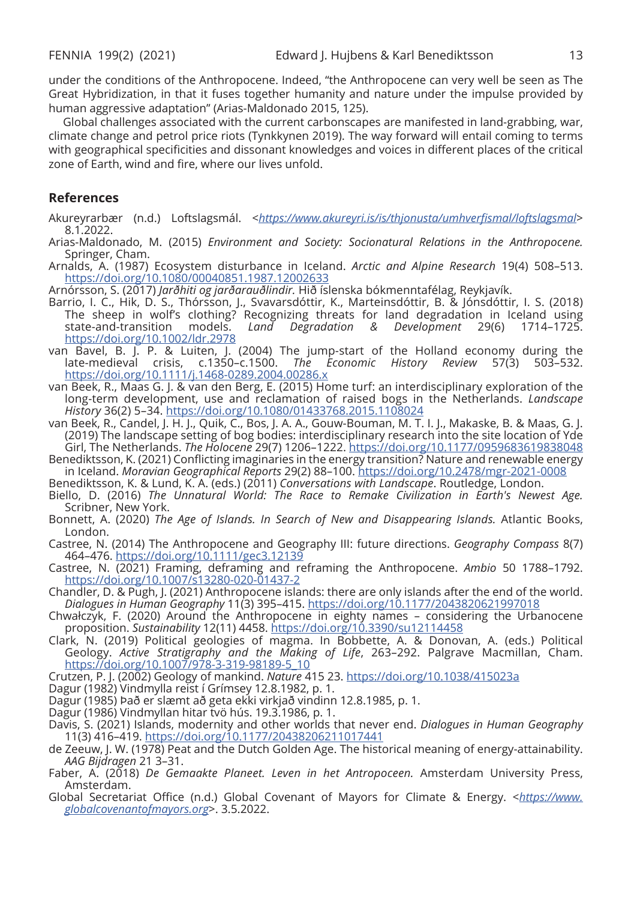under the conditions of the Anthropocene. Indeed, "the Anthropocene can very well be seen as The Great Hybridization, in that it fuses together humanity and nature under the impulse provided by human aggressive adaptation" (Arias-Maldonado 2015, 125).

Global challenges associated with the current carbonscapes are manifested in land-grabbing, war, climate change and petrol price riots (Tynkkynen 2019). The way forward will entail coming to terms with geographical specificities and dissonant knowledges and voices in different places of the critical zone of Earth, wind and fire, where our lives unfold.

## References

Akureyrarbær (n.d.) Loftslagsmál. <*https://www.akureyri.is/is/thjonusta/umhverfismal/loftslagsmal*> 8.1.2022.

Arias-Maldonado, M. (2015) *Environment and Society: Socionatural Relations in the Anthropocene.* Springer, Cham.

Arnalds, A. (1987) Ecosystem disturbance in Iceland. *Arctic and Alpine Research* 19(4) 508–513. https://doi.org/10.1080/00040851.1987.12002633

Arnórsson, S. (2017) *Jarðhiti og jarðarauðlindir.* Hið íslenska bókmenntafélag, Reykjavík.

Barrio, I. C., Hik, D. S., Thórsson, J., Svavarsdóttir, K., Marteinsdóttir, B. & Jónsdóttir, I. S. (2018) The sheep in wolf's clothing? Recognizing threats for land degradation in Iceland using state-and-transition models. *Land Degradation & Development* 29(6) 1714–1725. https://doi.org/10.1002/ldr.2978

van Bavel, B. J. P. & Luiten, J. (2004) The jump-start of the Holland economy during the late-medieval crisis, c.1350–c.1500. *The Economic History Review* 57(3) 503–532. https://doi.org/10.1111/j.1468-0289.2004.00286.x

van Beek, R., Maas G. J. & van den Berg, E. (2015) Home turf: an interdisciplinary exploration of the long-term development, use and reclamation of raised bogs in the Netherlands. *Landscape History* 36(2) 5–34. https://doi.org/10.1080/01433768.2015.1108024

van Beek, R., Candel, J. H. J., Quik, C., Bos, J. A. A., Gouw-Bouman, M. T. I. J., Makaske, B. & Maas, G. J. (2019) The landscape setting of bog bodies: interdisciplinary research into the site location of Yde Girl, The Netherlands. *The Holocene* 29(7) 1206–1222. https://doi.org/10.1177/0959683619838048

Benediktsson, K. (2021) Conflicting imaginaries in the energy transition? Nature and renewable energy in Iceland. *Moravian Geographical Reports* 29(2) 88–100. https://doi.org/10.2478/mgr-2021-0008

Benediktsson, K. & Lund, K. A. (eds.) (2011) *Conversations with Landscape*. Routledge, London.

Biello, D. (2016) *The Unnatural World: The Race to Remake Civilization in Earth's Newest Age.* Scribner, New York.

Bonnett, A. (2020) *The Age of Islands. In Search of New and Disappearing Islands.* Atlantic Books, London.

Castree, N. (2014) The Anthropocene and Geography III: future directions. *Geography Compass* 8(7) 464–476. https://doi.org/10.1111/gec3.12139

Castree, N. (2021) Framing, deframing and reframing the Anthropocene. *Ambio* 50 1788–1792. https://doi.org/10.1007/s13280-020-01437-2

Chandler, D. & Pugh, J. (2021) Anthropocene islands: there are only islands after the end of the world. *Dialogues in Human Geography* 11(3) 395–415. https://doi.org/10.1177/2043820621997018

Chwałczyk, F. (2020) Around the Anthropocene in eighty names – considering the Urbanocene proposition. *Sustainability* 12(11) 4458. https://doi.org/10.3390/su12114458

Clark, N. (2019) Political geologies of magma. In Bobbette, A. & Donovan, A. (eds.) Political Geology. *Active Stratigraphy and the Making of Life*, 263–292. Palgrave Macmillan, Cham. https://doi.org/10.1007/978-3-319-98189-5_10

Crutzen, P. J. (2002) Geology of mankind. *Nature* 415 23. https://doi.org/10.1038/415023a

Dagur (1982) Vindmylla reist í Grímsey 12.8.1982, p. 1.

Dagur (1985) Það er slæmt að geta ekki virkjað vindinn 12.8.1985, p. 1.

Dagur (1986) Vindmyllan hitar tvö hús. 19.3.1986, p. 1.

Davis, S. (2021) Islands, modernity and other worlds that never end. *Dialogues in Human Geography* 11(3) 416–419. https://doi.org/10.1177/20438206211017441

de Zeeuw, J. W. (1978) Peat and the Dutch Golden Age. The historical meaning of energy-attainability. *AAG Bijdragen* 21 3–31.

Faber, A. (2018) *De Gemaakte Planeet. Leven in het Antropoceen.* Amsterdam University Press, Amsterdam.

Global Secretariat Office (n.d.) Global Covenant of Mayors for Climate & Energy. <*https://www.globalcovenantofmayors.org*>. 3.5.2022.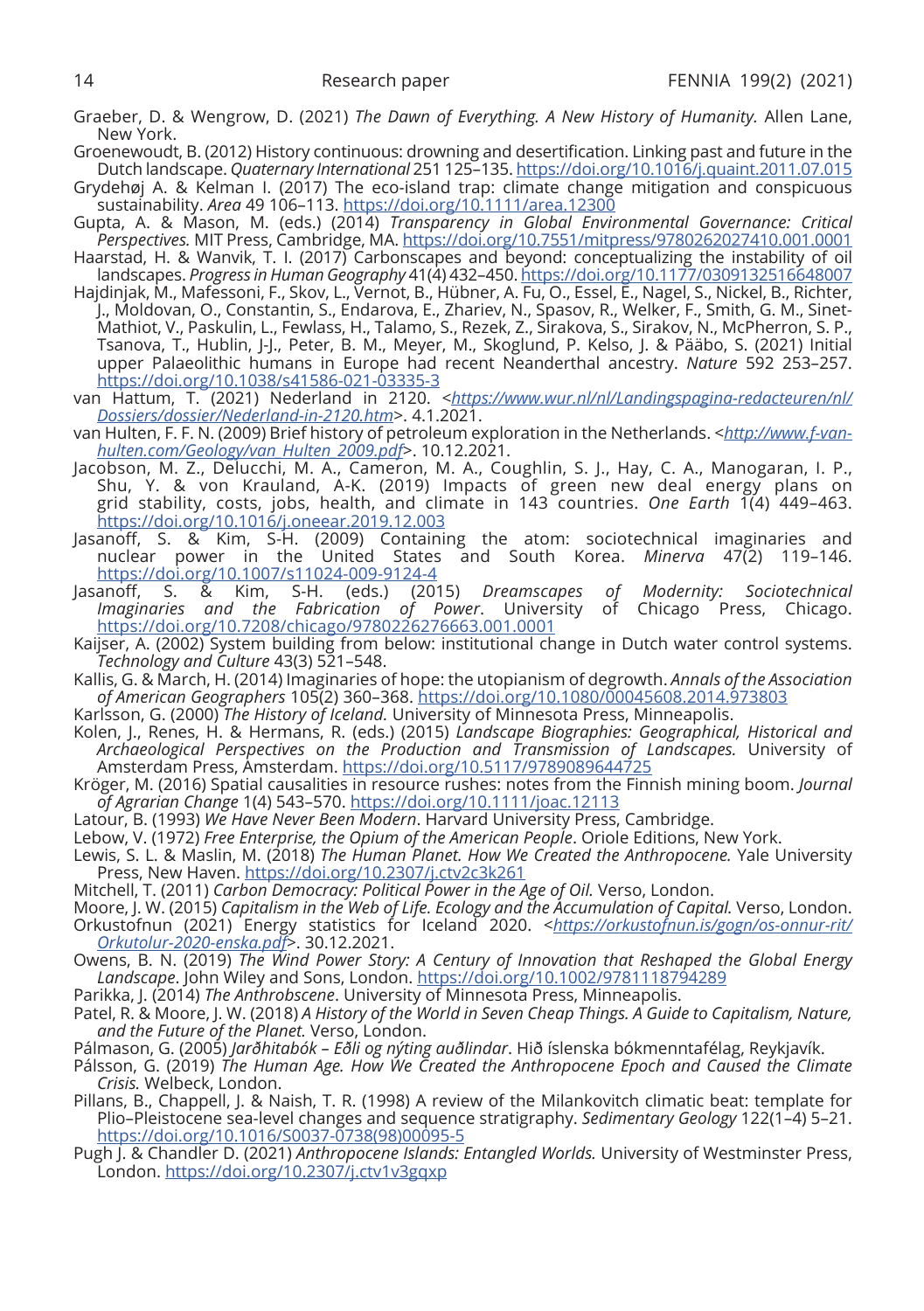Graeber, D. & Wengrow, D. (2021) *The Dawn of Everything. A New History of Humanity.* Allen Lane, New York.

Groenewoudt, B. (2012) History continuous: drowning and desertification. Linking past and future in the Dutch landscape. *Quaternary International* 251 125–135. https://doi.org/10.1016/j.quaint.2011.07.015

Grydehøj A. & Kelman I. (2017) The eco-island trap: climate change mitigation and conspicuous sustainability. *Area* 49 106–113. https://doi.org/10.1111/area.12300

Gupta, A. & Mason, M. (eds.) (2014) *Transparency in Global Environmental Governance: Critical Perspectives.* MIT Press, Cambridge, MA. https://doi.org/10.7551/mitpress/9780262027410.001.0001

Haarstad, H. & Wanvik, T. I. (2017) Carbonscapes and beyond: conceptualizing the instability of oil landscapes. *Progress in Human Geography* 41(4) 432–450. https://doi.org/10.1177/0309132516648007

Hajdinjak, M., Mafessoni, F., Skov, L., Vernot, B., Hübner, A. Fu, O., Essel, E., Nagel, S., Nickel, B., Richter, J., Moldovan, O., Constantin, S., Endarova, E., Zhariev, N., Spasov, R., Welker, F., Smith, G. M., Sinet-Mathiot, V., Paskulin, L., Fewlass, H., Talamo, S., Rezek, Z., Sirakova, S., Sirakov, N., McPherron, S. P., Tsanova, T., Hublin, J-J., Peter, B. M., Meyer, M., Skoglund, P. Kelso, J. & Pääbo, S. (2021) Initial upper Palaeolithic humans in Europe had recent Neanderthal ancestry. *Nature* 592 253–257. https://doi.org/10.1038/s41586-021-03335-3

van Hattum, T. (2021) Nederland in 2120. <*https://www.wur.nl/nl/Landingspagina-redacteuren/nl/Dossiers/dossier/Nederland-in-2120.htm*>. 4.1.2021.

van Hulten, F. F. N. (2009) Brief history of petroleum exploration in the Netherlands. <*http://www.f-van-hulten.com/Geology/van_Hulten_2009.pdf*>. 10.12.2021.

Jacobson, M. Z., Delucchi, M. A., Cameron, M. A., Coughlin, S. J., Hay, C. A., Manogaran, I. P., Shu, Y. & von Krauland, A-K. (2019) Impacts of green new deal energy plans on grid stability, costs, jobs, health, and climate in 143 countries. *One Earth* 1(4) 449–463. https://doi.org/10.1016/j.oneear.2019.12.003

Jasanoff, S. & Kim, S-H. (2009) Containing the atom: sociotechnical imaginaries and nuclear power in the United States and South Korea. *Minerva* 47(2) 119–146. https://doi.org/10.1007/s11024-009-9124-4

Jasanoff, S. & Kim, S-H. (eds.) (2015) *Dreamscapes of Modernity: Sociotechnical Imaginaries and the Fabrication of Power*. University of Chicago Press, Chicago. https://doi.org/10.7208/chicago/9780226276663.001.0001

Kaijser, A. (2002) System building from below: institutional change in Dutch water control systems. *Technology and Culture* 43(3) 521–548.

Kallis, G. & March, H. (2014) Imaginaries of hope: the utopianism of degrowth. *Annals of the Association of American Geographers* 105(2) 360–368. https://doi.org/10.1080/00045608.2014.973803

Karlsson, G. (2000) *The History of Iceland.* University of Minnesota Press, Minneapolis.

Kolen, J., Renes, H. & Hermans, R. (eds.) (2015) *Landscape Biographies: Geographical, Historical and Archaeological Perspectives on the Production and Transmission of Landscapes.* University of Amsterdam Press, Amsterdam. https://doi.org/10.5117/9789089644725

Kröger, M. (2016) Spatial causalities in resource rushes: notes from the Finnish mining boom. *Journal of Agrarian Change* 1(4) 543–570. https://doi.org/10.1111/joac.12113

Latour, B. (1993) *We Have Never Been Modern*. Harvard University Press, Cambridge.

Lebow, V. (1972) *Free Enterprise, the Opium of the American People*. Oriole Editions, New York.

Lewis, S. L. & Maslin, M. (2018) *The Human Planet. How We Created the Anthropocene.* Yale University Press, New Haven. https://doi.org/10.2307/j.ctv2c3k261

Mitchell, T. (2011) *Carbon Democracy: Political Power in the Age of Oil.* Verso, London.

Moore, J. W. (2015) *Capitalism in the Web of Life. Ecology and the Accumulation of Capital.* Verso, London.

Orkustofnun (2021) Energy statistics for Iceland 2020. <*https://orkustofnun.is/gogn/os-onnur-rit/Orkutolur-2020-enska.pdf*>. 30.12.2021.

Owens, B. N. (2019) *The Wind Power Story: A Century of Innovation that Reshaped the Global Energy Landscape*. John Wiley and Sons, London. https://doi.org/10.1002/9781118794289

Parikka, J. (2014) *The Anthrobscene*. University of Minnesota Press, Minneapolis.

Patel, R. & Moore, J. W. (2018) *A History of the World in Seven Cheap Things. A Guide to Capitalism, Nature, and the Future of the Planet.* Verso, London.

Pálmason, G. (2005) *Jarðhitabók – Eðli og nýting auðlindar*. Hið íslenska bókmenntafélag, Reykjavík.

Pálsson, G. (2019) *The Human Age. How We Created the Anthropocene Epoch and Caused the Climate Crisis.* Welbeck, London.

Pillans, B., Chappell, J. & Naish, T. R. (1998) A review of the Milankovitch climatic beat: template for Plio–Pleistocene sea-level changes and sequence stratigraphy. *Sedimentary Geology* 122(1–4) 5–21. https://doi.org/10.1016/S0037-0738(98)00095-5

Pugh J. & Chandler D. (2021) *Anthropocene Islands: Entangled Worlds.* University of Westminster Press, London. https://doi.org/10.2307/j.ctv1v3gqxp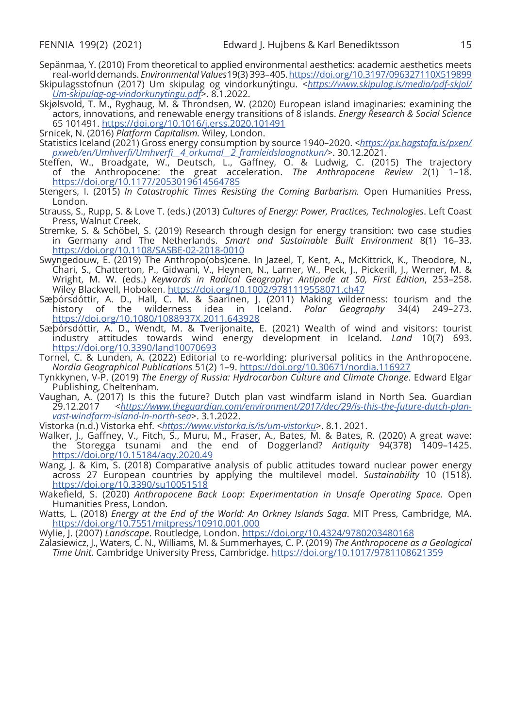Sepänmaa, Y. (2010) From theoretical to applied environmental aesthetics: academic aesthetics meets real-world demands. *Environmental Values* 19(3) 393–405. https://doi.org/10.3197/096327110X519899

Skipulagsstofnun (2017) Um skipulag og vindorkunýtingu. <*https://www.skipulag.is/media/pdf-skjol/Um-skipulag-og-vindorkunytingu.pdf*>. 8.1.2022.

Skjølsvold, T. M., Ryghaug, M. & Throndsen, W. (2020) European island imaginaries: examining the actors, innovations, and renewable energy transitions of 8 islands. *Energy Research & Social Science* 65 101491. https://doi.org/10.1016/j.erss.2020.101491

Srnicek, N. (2016) *Platform Capitalism.* Wiley, London.

Statistics Iceland (2021) Gross energy consumption by source 1940–2020. <*https://px.hagstofa.is/pxen/pxweb/en/Umhverfi/Umhverfi__4_orkumal__2_framleidslaognotkun/*>. 30.12.2021.

Steffen, W., Broadgate, W., Deutsch, L., Gaffney, O. & Ludwig, C. (2015) The trajectory of the Anthropocene: the great acceleration. *The Anthropocene Review* 2(1) 1–18. https://doi.org/10.1177/2053019614564785

Stengers, I. (2015) *In Catastrophic Times Resisting the Coming Barbarism.* Open Humanities Press, London.

Strauss, S., Rupp, S. & Love T. (eds.) (2013) *Cultures of Energy: Power, Practices, Technologies*. Left Coast Press, Walnut Creek.

Stremke, S. & Schöbel, S. (2019) Research through design for energy transition: two case studies in Germany and The Netherlands. *Smart and Sustainable Built Environment* 8(1) 16–33. https://doi.org/10.1108/SASBE-02-2018-0010

Swyngedouw, E. (2019) The Anthropo(obs)cene. In Jazeel, T, Kent, A., McKittrick, K., Theodore, N., Chari, S., Chatterton, P., Gidwani, V., Heynen, N., Larner, W., Peck, J., Pickerill, J., Werner, M. & Wright, M. W. (eds.) *Keywords in Radical Geography: Antipode at 50, First Edition*, 253–258. Wiley Blackwell, Hoboken. https://doi.org/10.1002/9781119558071.ch47

Sæþórsdóttir, A. D., Hall, C. M. & Saarinen, J. (2011) Making wilderness: tourism and the history of the wilderness idea in Iceland. *Polar Geography* 34(4) 249–273. https://doi.org/10.1080/1088937X.2011.643928

Sæþórsdóttir, A. D., Wendt, M. & Tverijonaite, E. (2021) Wealth of wind and visitors: tourist industry attitudes towards wind energy development in Iceland. *Land* 10(7) 693. https://doi.org/10.3390/land10070693

Tornel, C. & Lunden, A. (2022) Editorial to re-worlding: pluriversal politics in the Anthropocene. *Nordia Geographical Publications* 51(2) 1–9. https://doi.org/10.30671/nordia.116927

Tynkkynen, V-P. (2019) *The Energy of Russia: Hydrocarbon Culture and Climate Change*. Edward Elgar Publishing, Cheltenham.

Vaughan, A. (2017) Is this the future? Dutch plan vast windfarm island in North Sea. Guardian 29.12.2017 <*https://www.theguardian.com/environment/2017/dec/29/is-this-the-future-dutch-plan-vast-windfarm-island-in-north-sea*>. 3.1.2022.

Vistorka (n.d.) Vistorka ehf. <*https://www.vistorka.is/is/um-vistorku*>. 8.1. 2021.

Walker, J., Gaffney, V., Fitch, S., Muru, M., Fraser, A., Bates, M. & Bates, R. (2020) A great wave: the Storegga tsunami and the end of Doggerland? *Antiquity* 94(378) 1409–1425. https://doi.org/10.15184/aqy.2020.49

Wang, J. & Kim, S. (2018) Comparative analysis of public attitudes toward nuclear power energy across 27 European countries by applying the multilevel model. *Sustainability* 10 (1518). https://doi.org/10.3390/su10051518

Wakefield, S. (2020) *Anthropocene Back Loop: Experimentation in Unsafe Operating Space.* Open Humanities Press, London.

Watts, L. (2018) *Energy at the End of the World: An Orkney Islands Saga*. MIT Press, Cambridge, MA. https://doi.org/10.7551/mitpress/10910.001.000

Wylie, J. (2007) *Landscape*. Routledge, London. https://doi.org/10.4324/9780203480168

Zalasiewicz, J., Waters, C. N., Williams, M. & Summerhayes, C. P. (2019) *The Anthropocene as a Geological Time Unit*. Cambridge University Press, Cambridge. https://doi.org/10.1017/9781108621359